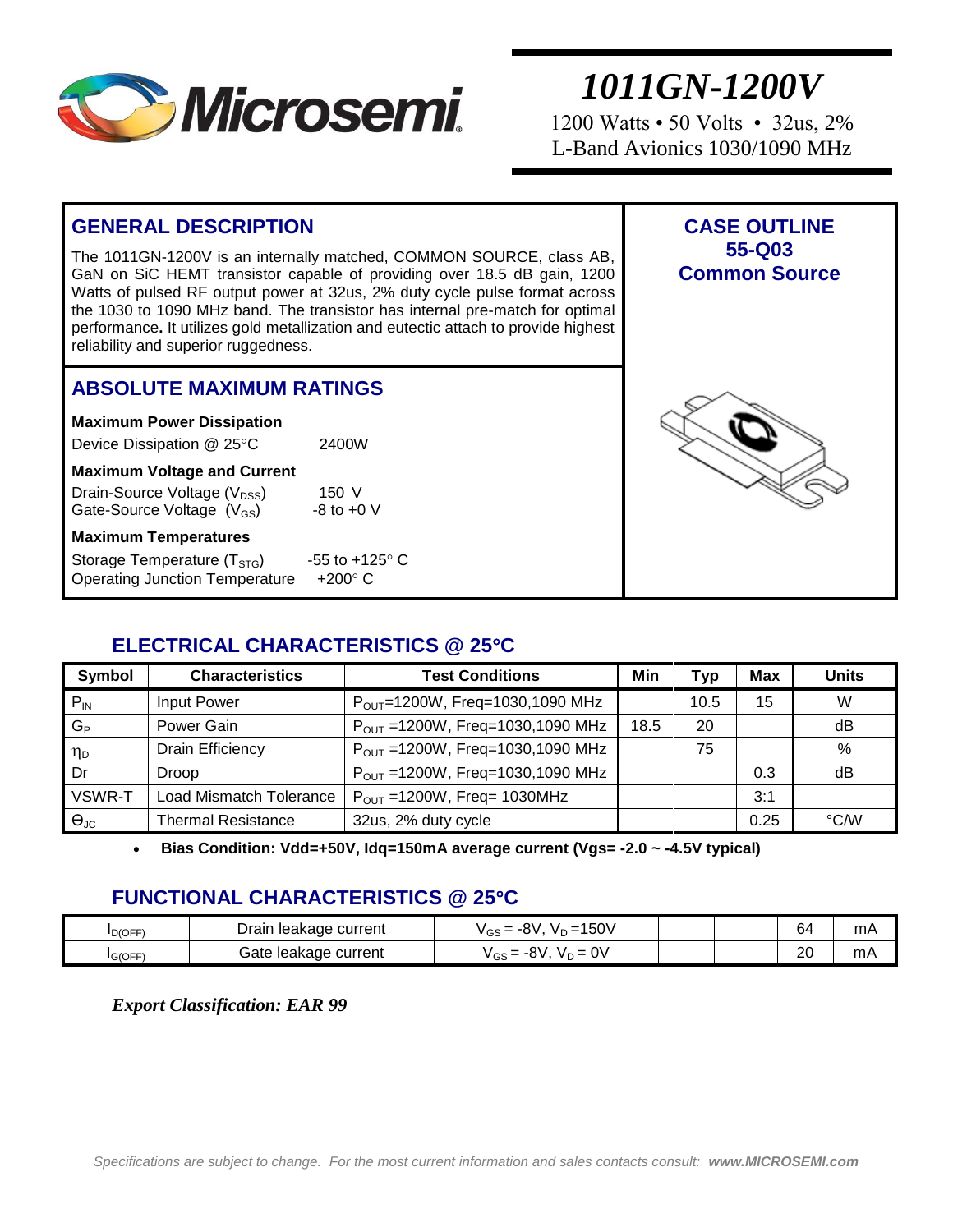# 1011GN-1200V

1200 Watts • 50 Volts • 32us, 2%
L-Band Avionics 1030/1090 MHz

## GENERAL DESCRIPTION

The 1011GN-1200V is an internally matched, COMMON SOURCE, class AB, GaN on SiC HEMT transistor capable of providing over 18.5 dB gain, 1200 Watts of pulsed RF output power at 32us, 2% duty cycle pulse format across the 1030 to 1090 MHz band. The transistor has internal pre-match for optimal performance**.** It utilizes gold metallization and eutectic attach to provide highest reliability and superior ruggedness.

## CASE OUTLINE
## 55-Q03
## Common Source

## ABSOLUTE MAXIMUM RATINGS

**Maximum Power Dissipation**

Device Dissipation @ 25°C — 2400W

**Maximum Voltage and Current**

Drain-Source Voltage ($V_{DSS}$) — 150 V
Gate-Source Voltage ($V_{GS}$) — -8 to +0 V

**Maximum Temperatures**

Storage Temperature ($T_{STG}$) — -55 to +125° C
Operating Junction Temperature — +200° C

## ELECTRICAL CHARACTERISTICS @ 25°C

| Symbol | Characteristics | Test Conditions | Min | Typ | Max | Units |
|---|---|---|---|---|---|---|
| $P_{IN}$ | Input Power | $P_{OUT}$=1200W, Freq=1030,1090 MHz | | 10.5 | 15 | W |
| $G_P$ | Power Gain | $P_{OUT}$ =1200W, Freq=1030,1090 MHz | 18.5 | 20 | | dB |
| $\eta_D$ | Drain Efficiency | $P_{OUT}$ =1200W, Freq=1030,1090 MHz | | 75 | | % |
| Dr | Droop | $P_{OUT}$ =1200W, Freq=1030,1090 MHz | | | 0.3 | dB |
| VSWR-T | Load Mismatch Tolerance | $P_{OUT}$ =1200W, Freq= 1030MHz | | | 3:1 | |
| $\Theta_{JC}$ | Thermal Resistance | 32us, 2% duty cycle | | | 0.25 | °C/W |

- **Bias Condition: Vdd=+50V, Idq=150mA average current (Vgs= -2.0 ~ -4.5V typical)**

## FUNCTIONAL CHARACTERISTICS @ 25°C

| Symbol | Characteristics | Test Conditions | Min | Typ | Max | Units |
|---|---|---|---|---|---|---|
| $I_{D(OFF)}$ | Drain leakage current | $V_{GS}$ = -8V, $V_D$ =150V | | | 64 | mA |
| $I_{G(OFF)}$ | Gate leakage current | $V_{GS}$ = -8V, $V_D$ = 0V | | | 20 | mA |

***Export Classification: EAR 99***

*Specifications are subject to change. For the most current information and sales contacts consult: **www.MICROSEMI.com***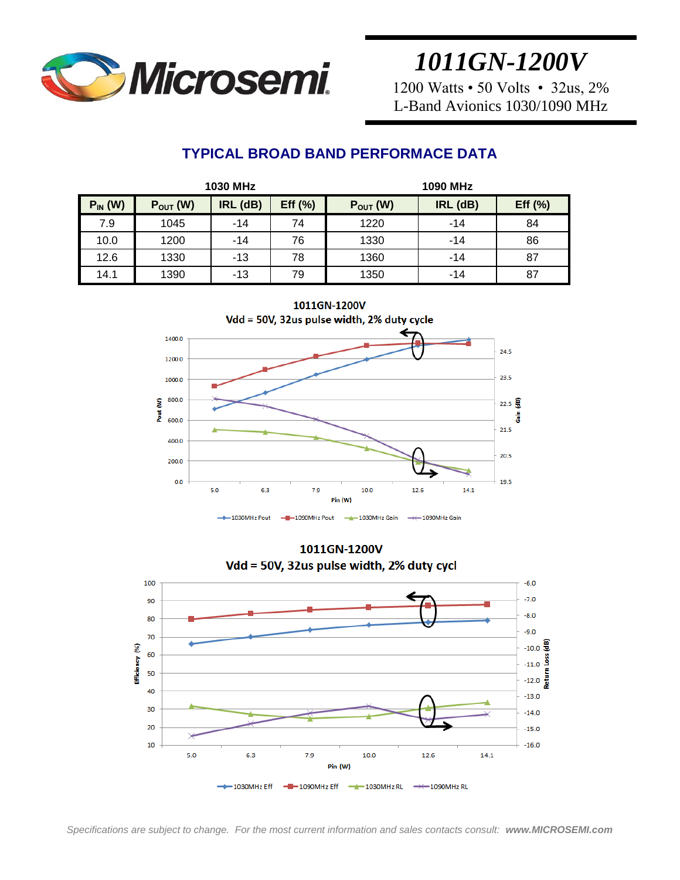# 1011GN-1200V

1200 Watts • 50 Volts • 32us, 2%
L-Band Avionics 1030/1090 MHz

## TYPICAL BROAD BAND PERFORMACE DATA

| | 1030 MHz | | | 1090 MHz | | |
|---|---|---|---|---|---|---|
| $P_{IN}$ (W) | $P_{OUT}$ (W) | IRL (dB) | Eff (%) | $P_{OUT}$ (W) | IRL (dB) | Eff (%) |
| 7.9 | 1045 | -14 | 74 | 1220 | -14 | 84 |
| 10.0 | 1200 | -14 | 76 | 1330 | -14 | 86 |
| 12.6 | 1330 | -13 | 78 | 1360 | -14 | 87 |
| 14.1 | 1390 | -13 | 79 | 1350 | -14 | 87 |

**1011GN-1200V**
**Vdd = 50V, 32us pulse width, 2% duty cycle**

Pout (W) / Gain (dB) vs Pin (W) — 1030MHz Pout, 1090MHz Pout, 1030MHz Gain, 1090MHz Gain

**1011GN-1200V**
**Vdd = 50V, 32us pulse width, 2% duty cycl**

Efficiency (%) / Return Loss (dB) vs Pin (W) — 1030MHz Eff, 1090MHz Eff, 1030MHz RL, 1090MHz RL

*Specifications are subject to change. For the most current information and sales contacts consult:* ***www.MICROSEMI.com***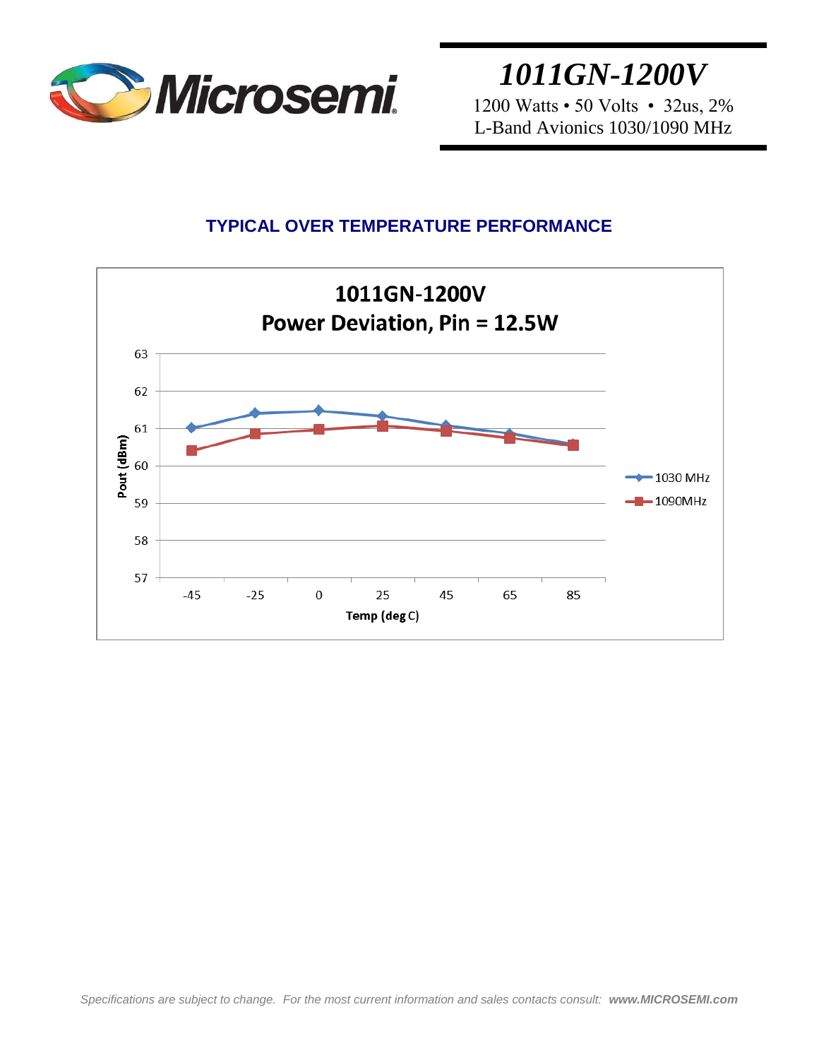# 1011GN-1200V

1200 Watts • 50 Volts • 32us, 2%
L-Band Avionics 1030/1090 MHz

## TYPICAL OVER TEMPERATURE PERFORMANCE

**1011GN-1200V**
**Power Deviation, Pin = 12.5W**

| Temp (deg C) | -45 | -25 | 0 | 25 | 45 | 65 | 85 |
|---|---|---|---|---|---|---|---|
| 1030 MHz Pout (dBm) | 61.0 | 61.4 | 61.5 | 61.3 | 61.1 | 60.9 | 60.6 |
| 1090MHz Pout (dBm) | 60.4 | 60.9 | 61.0 | 61.1 | 60.9 | 60.7 | 60.6 |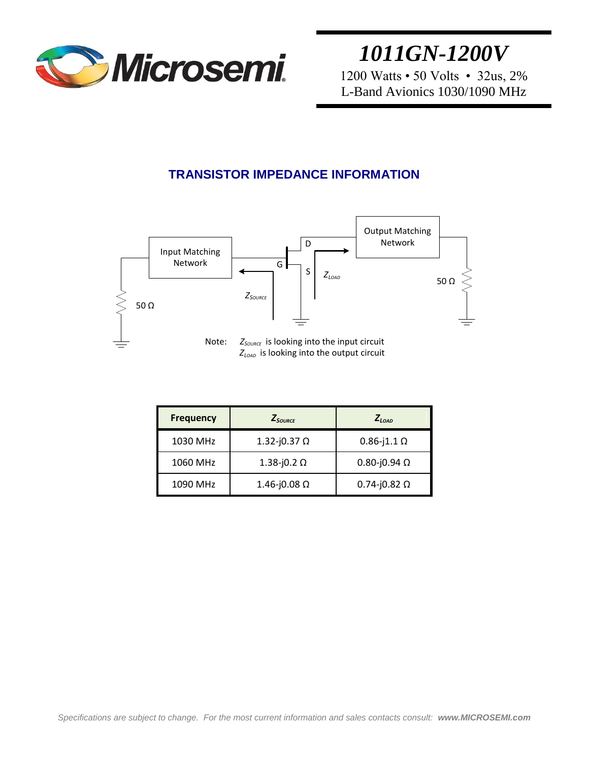# 1011GN-1200V

1200 Watts • 50 Volts • 32us, 2%
L-Band Avionics 1030/1090 MHz

## TRANSISTOR IMPEDANCE INFORMATION

Input Matching Network

Output Matching Network

D

G

S

$Z_{LOAD}$

$Z_{SOURCE}$

50 Ω

50 Ω

Note: $Z_{SOURCE}$ is looking into the input circuit
$Z_{LOAD}$ is looking into the output circuit

| Frequency | $Z_{SOURCE}$ | $Z_{LOAD}$ |
| --- | --- | --- |
| 1030 MHz | 1.32-j0.37 Ω | 0.86-j1.1 Ω |
| 1060 MHz | 1.38-j0.2 Ω | 0.80-j0.94 Ω |
| 1090 MHz | 1.46-j0.08 Ω | 0.74-j0.82 Ω |

*Specifications are subject to change. For the most current information and sales contacts consult:* ***www.MICROSEMI.com***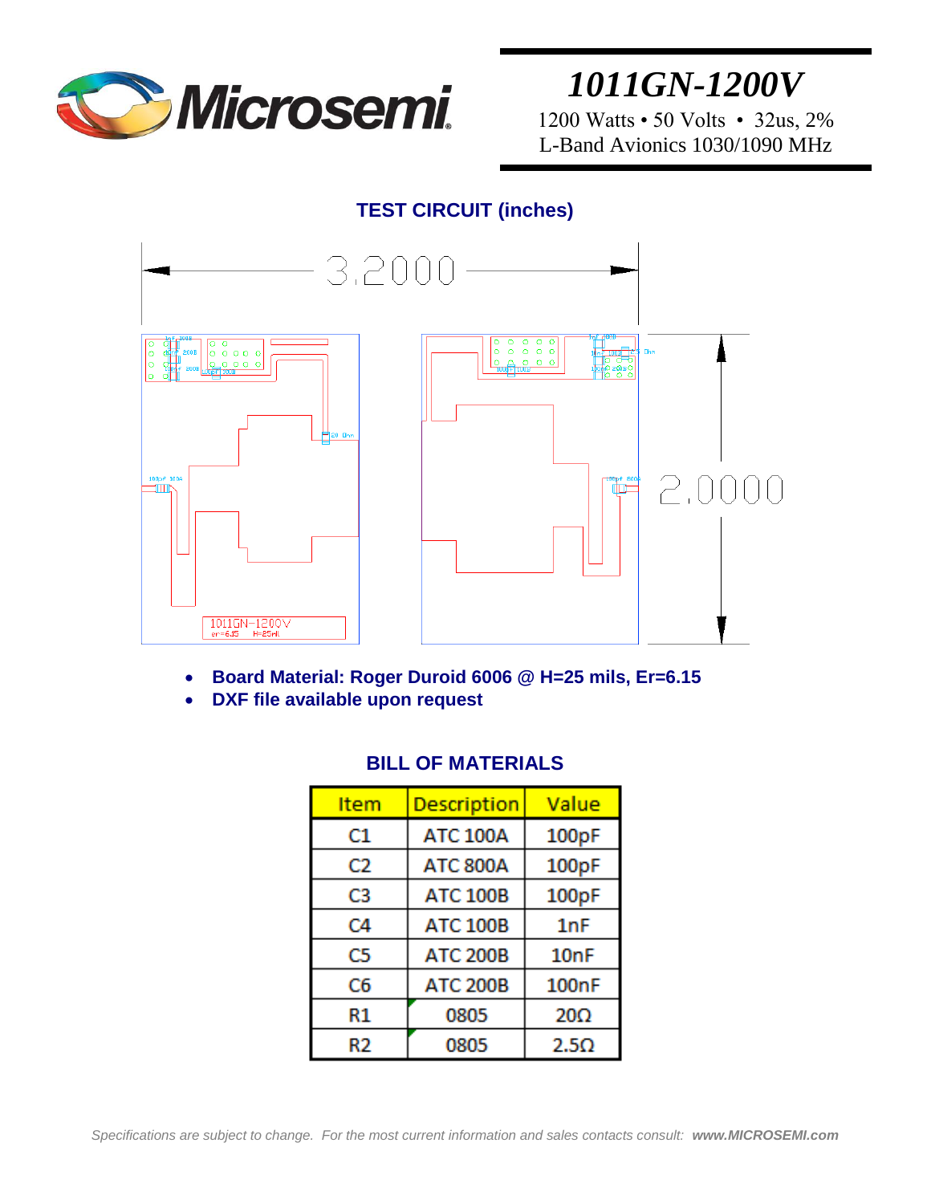# 1011GN-1200V

1200 Watts • 50 Volts • 32us, 2%
L-Band Avionics 1030/1090 MHz

## TEST CIRCUIT (inches)

- **Board Material: Roger Duroid 6006 @ H=25 mils, Er=6.15**
- **DXF file available upon request**

## BILL OF MATERIALS

| Item | Description | Value |
|---|---|---|
| C1 | ATC 100A | 100pF |
| C2 | ATC 800A | 100pF |
| C3 | ATC 100B | 100pF |
| C4 | ATC 100B | 1nF |
| C5 | ATC 200B | 10nF |
| C6 | ATC 200B | 100nF |
| R1 | 0805 | 20Ω |
| R2 | 0805 | 2.5Ω |

*Specifications are subject to change. For the most current information and sales contacts consult:* ***www.MICROSEMI.com***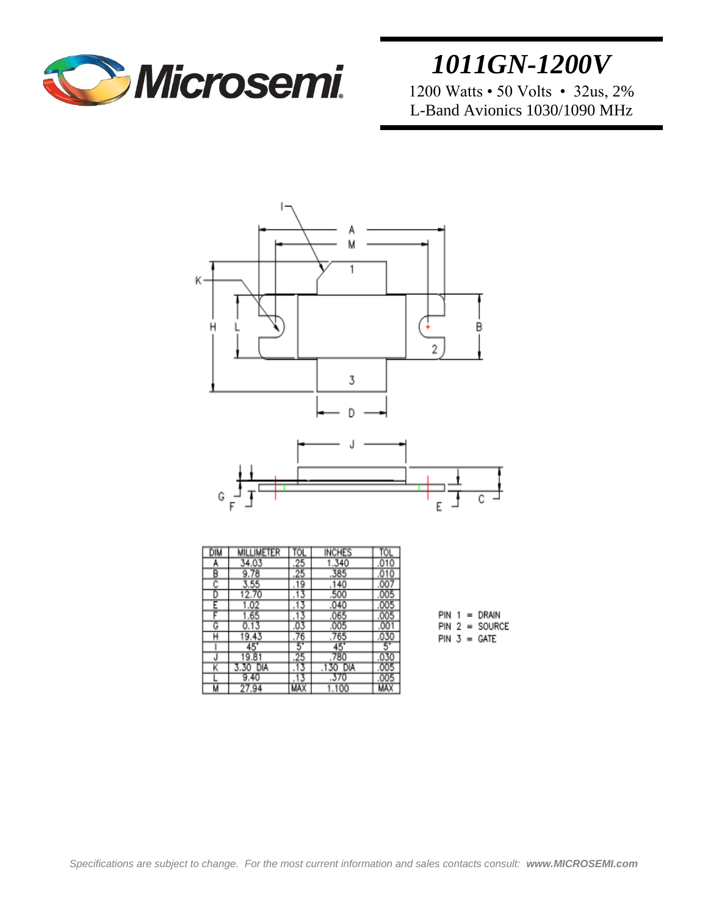# *1011GN-1200V*

1200 Watts • 50 Volts • 32us, 2%
L-Band Avionics 1030/1090 MHz

| DIM | MILLIMETER | TOL | INCHES | TOL |
|---|---|---|---|---|
| A | 34.03 | .25 | 1.340 | .010 |
| B | 9.78 | .25 | .385 | .010 |
| C | 3.55 | .19 | .140 | .007 |
| D | 12.70 | .13 | .500 | .005 |
| E | 1.02 | .13 | .040 | .005 |
| F | 1.65 | .13 | .065 | .005 |
| G | 0.13 | .03 | .005 | .001 |
| H | 19.43 | .76 | .765 | .030 |
| I | 45° | 5° | 45° | 5° |
| J | 19.81 | .25 | .780 | .030 |
| K | 3.30 DIA | .13 | .130 DIA | .005 |
| L | 9.40 | .13 | .370 | .005 |
| M | 27.94 | MAX | 1.100 | MAX |

PIN 1 = DRAIN
PIN 2 = SOURCE
PIN 3 = GATE

*Specifications are subject to change. For the most current information and sales contacts consult:* ***www.MICROSEMI.com***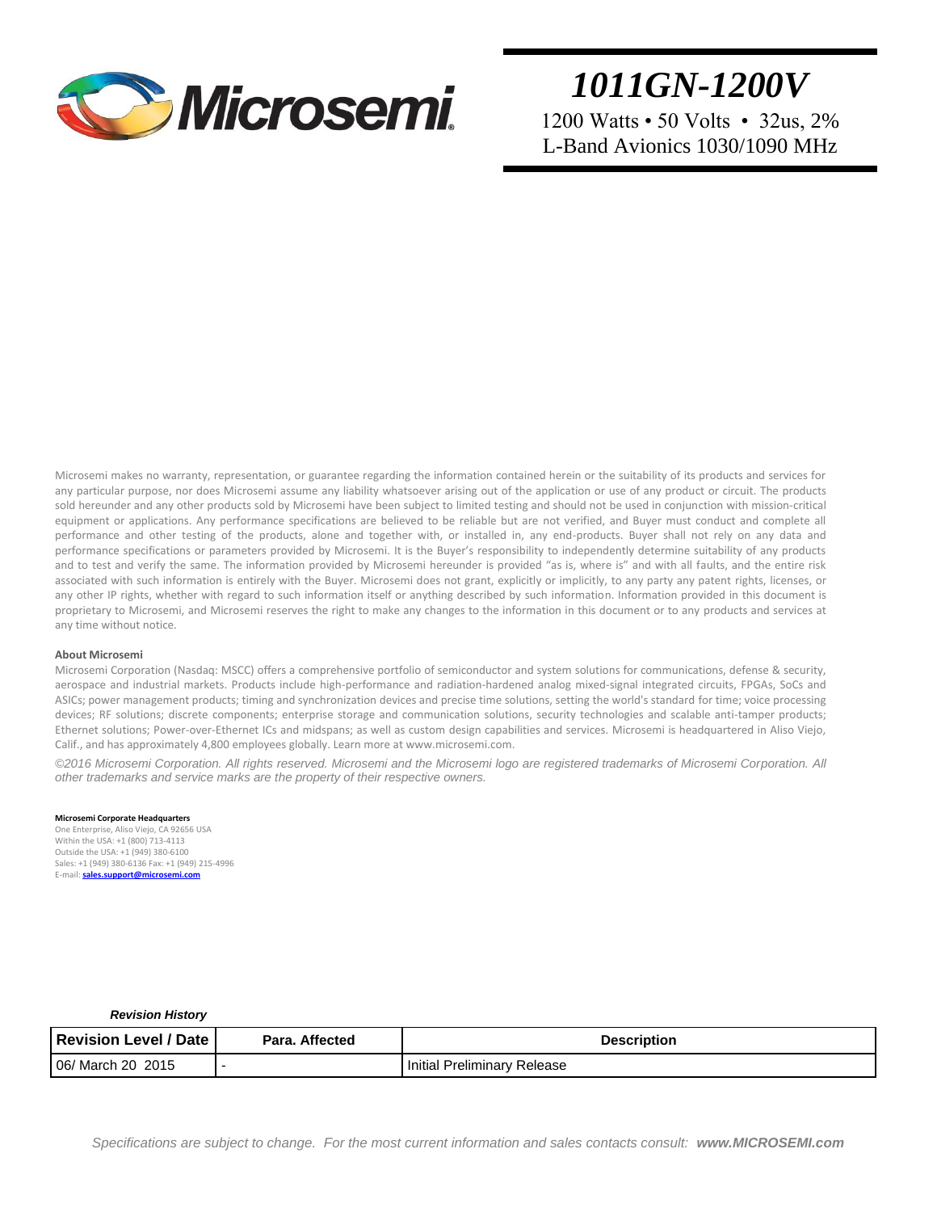# *1011GN-1200V*

1200 Watts • 50 Volts • 32us, 2%
L-Band Avionics 1030/1090 MHz

Microsemi makes no warranty, representation, or guarantee regarding the information contained herein or the suitability of its products and services for any particular purpose, nor does Microsemi assume any liability whatsoever arising out of the application or use of any product or circuit. The products sold hereunder and any other products sold by Microsemi have been subject to limited testing and should not be used in conjunction with mission-critical equipment or applications. Any performance specifications are believed to be reliable but are not verified, and Buyer must conduct and complete all performance and other testing of the products, alone and together with, or installed in, any end-products. Buyer shall not rely on any data and performance specifications or parameters provided by Microsemi. It is the Buyer's responsibility to independently determine suitability of any products and to test and verify the same. The information provided by Microsemi hereunder is provided "as is, where is" and with all faults, and the entire risk associated with such information is entirely with the Buyer. Microsemi does not grant, explicitly or implicitly, to any party any patent rights, licenses, or any other IP rights, whether with regard to such information itself or anything described by such information. Information provided in this document is proprietary to Microsemi, and Microsemi reserves the right to make any changes to the information in this document or to any products and services at any time without notice.

**About Microsemi**

Microsemi Corporation (Nasdaq: MSCC) offers a comprehensive portfolio of semiconductor and system solutions for communications, defense & security, aerospace and industrial markets. Products include high-performance and radiation-hardened analog mixed-signal integrated circuits, FPGAs, SoCs and ASICs; power management products; timing and synchronization devices and precise time solutions, setting the world's standard for time; voice processing devices; RF solutions; discrete components; enterprise storage and communication solutions, security technologies and scalable anti-tamper products; Ethernet solutions; Power-over-Ethernet ICs and midspans; as well as custom design capabilities and services. Microsemi is headquartered in Aliso Viejo, Calif., and has approximately 4,800 employees globally. Learn more at www.microsemi.com.

*©2016 Microsemi Corporation. All rights reserved. Microsemi and the Microsemi logo are registered trademarks of Microsemi Corporation. All other trademarks and service marks are the property of their respective owners.*

**Microsemi Corporate Headquarters**
One Enterprise, Aliso Viejo, CA 92656 USA
Within the USA: +1 (800) 713-4113
Outside the USA: +1 (949) 380-6100
Sales: +1 (949) 380-6136 Fax: +1 (949) 215-4996
E-mail: **sales.support@microsemi.com**

***Revision History***

| Revision Level / Date | Para. Affected | Description |
|---|---|---|
| 06/ March 20 2015 | - | Initial Preliminary Release |

*Specifications are subject to change. For the most current information and sales contacts consult:* ***www.MICROSEMI.com***